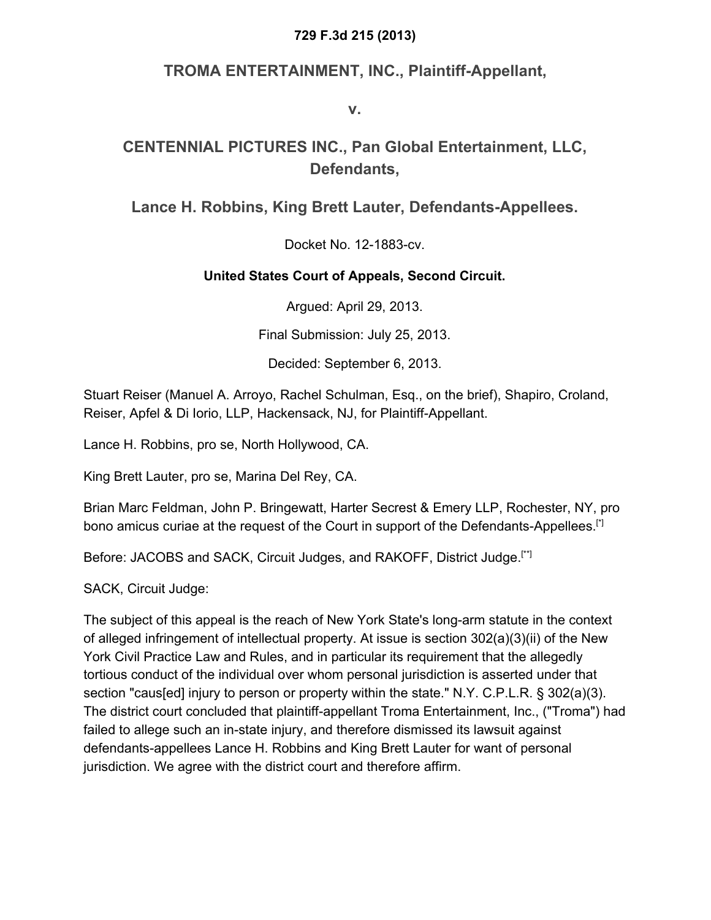**729 F.3d 215 (2013)**

## TROMA ENTERTAINMENT, INC., Plaintiff-Appellant,

**v.**

## CENTENNIAL PICTURES INC., Pan Global Entertainment, LLC, Defendants,

## Lance H. Robbins, King Brett Lauter, Defendants-Appellees.

Docket No. 12-1883-cv.

**United States Court of Appeals, Second Circuit.**

Argued: April 29, 2013.

Final Submission: July 25, 2013.

Decided: September 6, 2013.

Stuart Reiser (Manuel A. Arroyo, Rachel Schulman, Esq., on the brief), Shapiro, Croland, Reiser, Apfel & Di Iorio, LLP, Hackensack, NJ, for Plaintiff-Appellant.

Lance H. Robbins, pro se, North Hollywood, CA.

King Brett Lauter, pro se, Marina Del Rey, CA.

Brian Marc Feldman, John P. Bringewatt, Harter Secrest & Emery LLP, Rochester, NY, pro bono amicus curiae at the request of the Court in support of the Defendants-Appellees.[*]

Before: JACOBS and SACK, Circuit Judges, and RAKOFF, District Judge.[**]

SACK, Circuit Judge:

The subject of this appeal is the reach of New York State's long-arm statute in the context of alleged infringement of intellectual property. At issue is section 302(a)(3)(ii) of the New York Civil Practice Law and Rules, and in particular its requirement that the allegedly tortious conduct of the individual over whom personal jurisdiction is asserted under that section "caus[ed] injury to person or property within the state." N.Y. C.P.L.R. § 302(a)(3). The district court concluded that plaintiff-appellant Troma Entertainment, Inc., ("Troma") had failed to allege such an in-state injury, and therefore dismissed its lawsuit against defendants-appellees Lance H. Robbins and King Brett Lauter for want of personal jurisdiction. We agree with the district court and therefore affirm.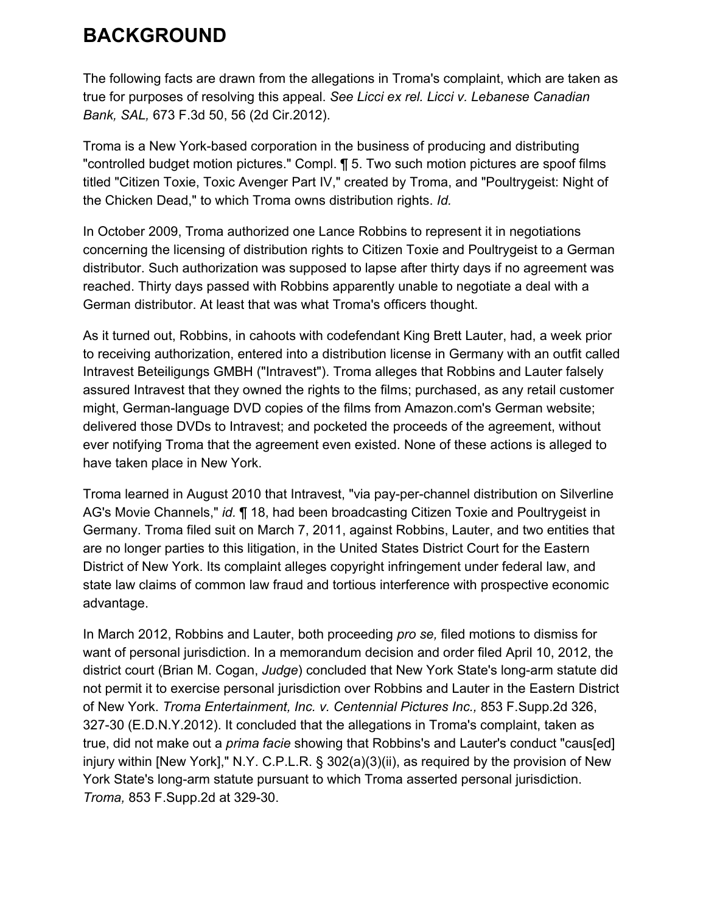## BACKGROUND

The following facts are drawn from the allegations in Troma's complaint, which are taken as true for purposes of resolving this appeal. *See Licci ex rel. Licci v. Lebanese Canadian Bank, SAL,* 673 F.3d 50, 56 (2d Cir.2012).

Troma is a New York-based corporation in the business of producing and distributing "controlled budget motion pictures." Compl. ¶ 5. Two such motion pictures are spoof films titled "Citizen Toxie, Toxic Avenger Part IV," created by Troma, and "Poultrygeist: Night of the Chicken Dead," to which Troma owns distribution rights. *Id.*

In October 2009, Troma authorized one Lance Robbins to represent it in negotiations concerning the licensing of distribution rights to Citizen Toxie and Poultrygeist to a German distributor. Such authorization was supposed to lapse after thirty days if no agreement was reached. Thirty days passed with Robbins apparently unable to negotiate a deal with a German distributor. At least that was what Troma's officers thought.

As it turned out, Robbins, in cahoots with codefendant King Brett Lauter, had, a week prior to receiving authorization, entered into a distribution license in Germany with an outfit called Intravest Beteiligungs GMBH ("Intravest"). Troma alleges that Robbins and Lauter falsely assured Intravest that they owned the rights to the films; purchased, as any retail customer might, German-language DVD copies of the films from Amazon.com's German website; delivered those DVDs to Intravest; and pocketed the proceeds of the agreement, without ever notifying Troma that the agreement even existed. None of these actions is alleged to have taken place in New York.

Troma learned in August 2010 that Intravest, "via pay-per-channel distribution on Silverline AG's Movie Channels," *id.* ¶ 18, had been broadcasting Citizen Toxie and Poultrygeist in Germany. Troma filed suit on March 7, 2011, against Robbins, Lauter, and two entities that are no longer parties to this litigation, in the United States District Court for the Eastern District of New York. Its complaint alleges copyright infringement under federal law, and state law claims of common law fraud and tortious interference with prospective economic advantage.

In March 2012, Robbins and Lauter, both proceeding *pro se,* filed motions to dismiss for want of personal jurisdiction. In a memorandum decision and order filed April 10, 2012, the district court (Brian M. Cogan, *Judge*) concluded that New York State's long-arm statute did not permit it to exercise personal jurisdiction over Robbins and Lauter in the Eastern District of New York. *Troma Entertainment, Inc. v. Centennial Pictures Inc.,* 853 F.Supp.2d 326, 327-30 (E.D.N.Y.2012). It concluded that the allegations in Troma's complaint, taken as true, did not make out a *prima facie* showing that Robbins's and Lauter's conduct "caus[ed] injury within [New York]," N.Y. C.P.L.R. § 302(a)(3)(ii), as required by the provision of New York State's long-arm statute pursuant to which Troma asserted personal jurisdiction. *Troma,* 853 F.Supp.2d at 329-30.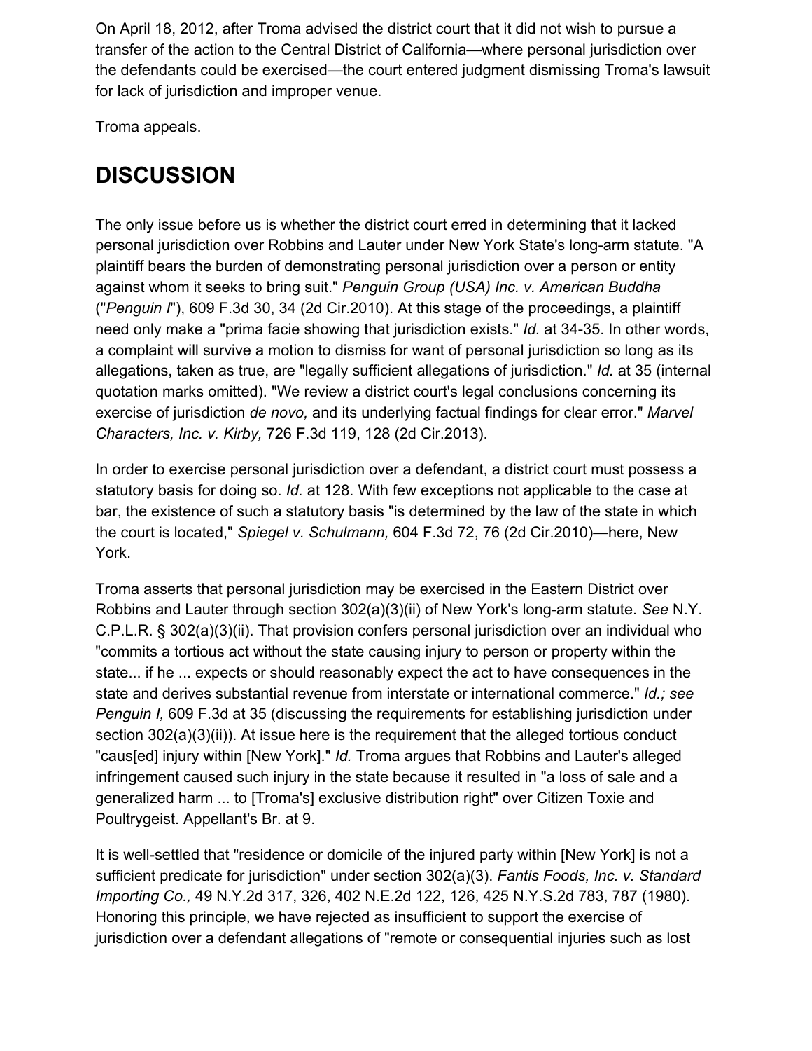On April 18, 2012, after Troma advised the district court that it did not wish to pursue a transfer of the action to the Central District of California—where personal jurisdiction over the defendants could be exercised—the court entered judgment dismissing Troma's lawsuit for lack of jurisdiction and improper venue.

Troma appeals.

## DISCUSSION

The only issue before us is whether the district court erred in determining that it lacked personal jurisdiction over Robbins and Lauter under New York State's long-arm statute. "A plaintiff bears the burden of demonstrating personal jurisdiction over a person or entity against whom it seeks to bring suit." *Penguin Group (USA) Inc. v. American Buddha* ("*Penguin I*"), 609 F.3d 30, 34 (2d Cir.2010). At this stage of the proceedings, a plaintiff need only make a "prima facie showing that jurisdiction exists." *Id.* at 34-35. In other words, a complaint will survive a motion to dismiss for want of personal jurisdiction so long as its allegations, taken as true, are "legally sufficient allegations of jurisdiction." *Id.* at 35 (internal quotation marks omitted). "We review a district court's legal conclusions concerning its exercise of jurisdiction *de novo,* and its underlying factual findings for clear error." *Marvel Characters, Inc. v. Kirby,* 726 F.3d 119, 128 (2d Cir.2013).

In order to exercise personal jurisdiction over a defendant, a district court must possess a statutory basis for doing so. *Id.* at 128. With few exceptions not applicable to the case at bar, the existence of such a statutory basis "is determined by the law of the state in which the court is located," *Spiegel v. Schulmann,* 604 F.3d 72, 76 (2d Cir.2010)—here, New York.

Troma asserts that personal jurisdiction may be exercised in the Eastern District over Robbins and Lauter through section 302(a)(3)(ii) of New York's long-arm statute. *See* N.Y. C.P.L.R. § 302(a)(3)(ii). That provision confers personal jurisdiction over an individual who "commits a tortious act without the state causing injury to person or property within the state... if he ... expects or should reasonably expect the act to have consequences in the state and derives substantial revenue from interstate or international commerce." *Id.; see Penguin I,* 609 F.3d at 35 (discussing the requirements for establishing jurisdiction under section 302(a)(3)(ii)). At issue here is the requirement that the alleged tortious conduct "caus[ed] injury within [New York]." *Id.* Troma argues that Robbins and Lauter's alleged infringement caused such injury in the state because it resulted in "a loss of sale and a generalized harm ... to [Troma's] exclusive distribution right" over Citizen Toxie and Poultrygeist. Appellant's Br. at 9.

It is well-settled that "residence or domicile of the injured party within [New York] is not a sufficient predicate for jurisdiction" under section 302(a)(3). *Fantis Foods, Inc. v. Standard Importing Co.,* 49 N.Y.2d 317, 326, 402 N.E.2d 122, 126, 425 N.Y.S.2d 783, 787 (1980). Honoring this principle, we have rejected as insufficient to support the exercise of jurisdiction over a defendant allegations of "remote or consequential injuries such as lost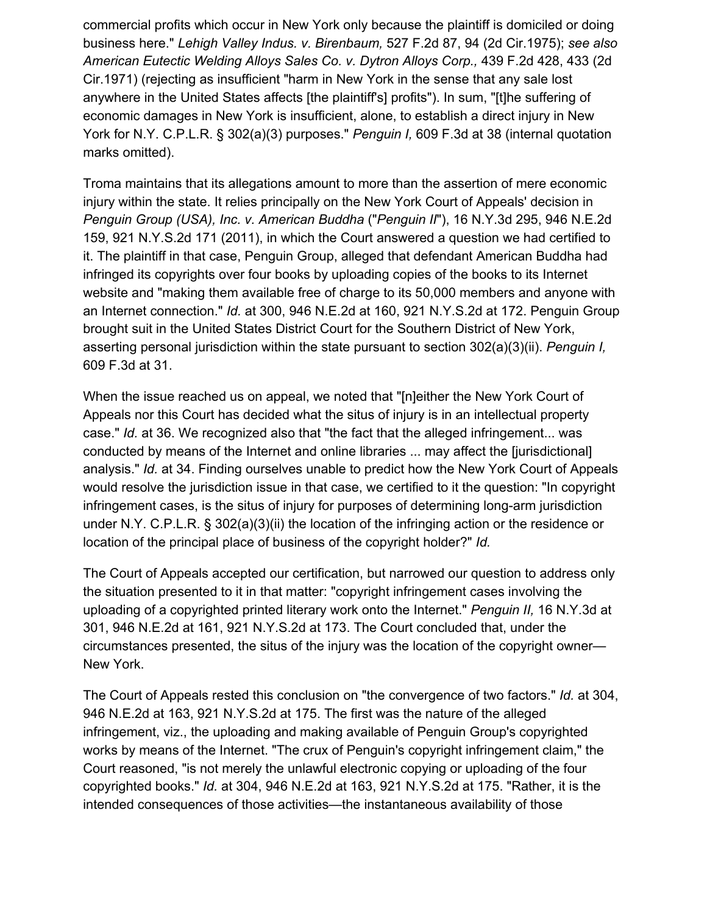commercial profits which occur in New York only because the plaintiff is domiciled or doing business here." *Lehigh Valley Indus. v. Birenbaum,* 527 F.2d 87, 94 (2d Cir.1975); *see also American Eutectic Welding Alloys Sales Co. v. Dytron Alloys Corp.,* 439 F.2d 428, 433 (2d Cir.1971) (rejecting as insufficient "harm in New York in the sense that any sale lost anywhere in the United States affects [the plaintiff's] profits"). In sum, "[t]he suffering of economic damages in New York is insufficient, alone, to establish a direct injury in New York for N.Y. C.P.L.R. § 302(a)(3) purposes." *Penguin I,* 609 F.3d at 38 (internal quotation marks omitted).

Troma maintains that its allegations amount to more than the assertion of mere economic injury within the state. It relies principally on the New York Court of Appeals' decision in *Penguin Group (USA), Inc. v. American Buddha* ("*Penguin II*"), 16 N.Y.3d 295, 946 N.E.2d 159, 921 N.Y.S.2d 171 (2011), in which the Court answered a question we had certified to it. The plaintiff in that case, Penguin Group, alleged that defendant American Buddha had infringed its copyrights over four books by uploading copies of the books to its Internet website and "making them available free of charge to its 50,000 members and anyone with an Internet connection." *Id.* at 300, 946 N.E.2d at 160, 921 N.Y.S.2d at 172. Penguin Group brought suit in the United States District Court for the Southern District of New York, asserting personal jurisdiction within the state pursuant to section 302(a)(3)(ii). *Penguin I,* 609 F.3d at 31.

When the issue reached us on appeal, we noted that "[n]either the New York Court of Appeals nor this Court has decided what the situs of injury is in an intellectual property case." *Id.* at 36. We recognized also that "the fact that the alleged infringement... was conducted by means of the Internet and online libraries ... may affect the [jurisdictional] analysis." *Id.* at 34. Finding ourselves unable to predict how the New York Court of Appeals would resolve the jurisdiction issue in that case, we certified to it the question: "In copyright infringement cases, is the situs of injury for purposes of determining long-arm jurisdiction under N.Y. C.P.L.R. § 302(a)(3)(ii) the location of the infringing action or the residence or location of the principal place of business of the copyright holder?" *Id.*

The Court of Appeals accepted our certification, but narrowed our question to address only the situation presented to it in that matter: "copyright infringement cases involving the uploading of a copyrighted printed literary work onto the Internet." *Penguin II,* 16 N.Y.3d at 301, 946 N.E.2d at 161, 921 N.Y.S.2d at 173. The Court concluded that, under the circumstances presented, the situs of the injury was the location of the copyright owner—New York.

The Court of Appeals rested this conclusion on "the convergence of two factors." *Id.* at 304, 946 N.E.2d at 163, 921 N.Y.S.2d at 175. The first was the nature of the alleged infringement, viz., the uploading and making available of Penguin Group's copyrighted works by means of the Internet. "The crux of Penguin's copyright infringement claim," the Court reasoned, "is not merely the unlawful electronic copying or uploading of the four copyrighted books." *Id.* at 304, 946 N.E.2d at 163, 921 N.Y.S.2d at 175. "Rather, it is the intended consequences of those activities—the instantaneous availability of those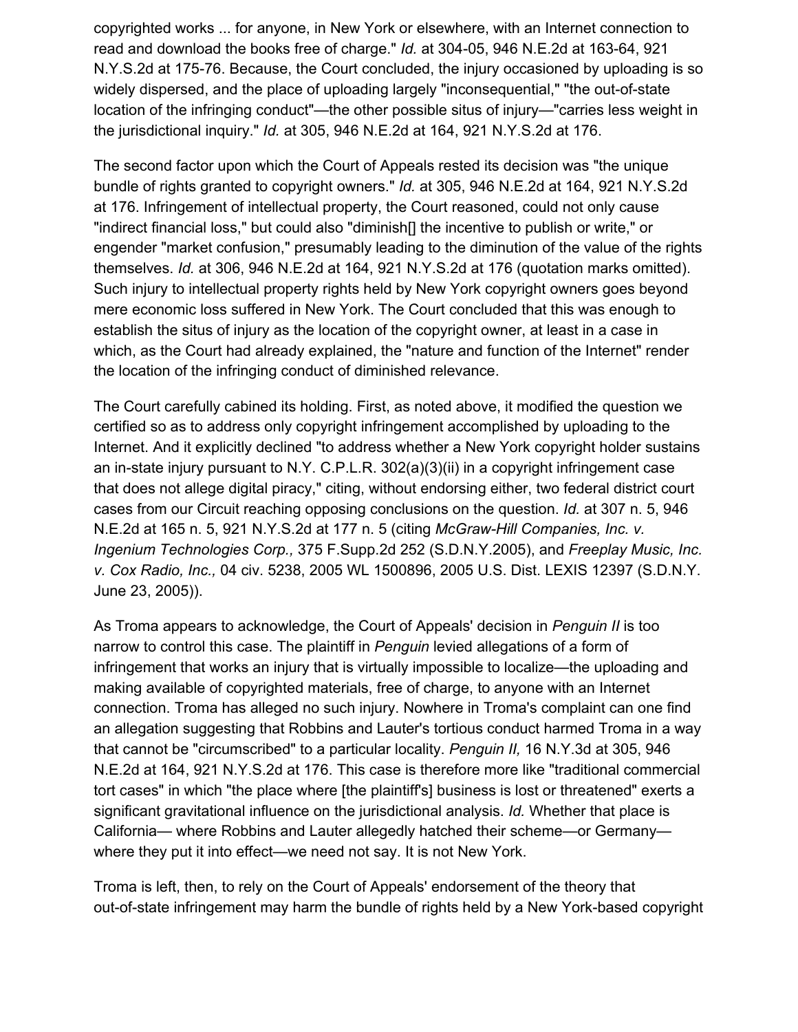copyrighted works ... for anyone, in New York or elsewhere, with an Internet connection to read and download the books free of charge." *Id.* at 304-05, 946 N.E.2d at 163-64, 921 N.Y.S.2d at 175-76. Because, the Court concluded, the injury occasioned by uploading is so widely dispersed, and the place of uploading largely "inconsequential," "the out-of-state location of the infringing conduct"—the other possible situs of injury—"carries less weight in the jurisdictional inquiry." *Id.* at 305, 946 N.E.2d at 164, 921 N.Y.S.2d at 176.

The second factor upon which the Court of Appeals rested its decision was "the unique bundle of rights granted to copyright owners." *Id.* at 305, 946 N.E.2d at 164, 921 N.Y.S.2d at 176. Infringement of intellectual property, the Court reasoned, could not only cause "indirect financial loss," but could also "diminish[] the incentive to publish or write," or engender "market confusion," presumably leading to the diminution of the value of the rights themselves. *Id.* at 306, 946 N.E.2d at 164, 921 N.Y.S.2d at 176 (quotation marks omitted). Such injury to intellectual property rights held by New York copyright owners goes beyond mere economic loss suffered in New York. The Court concluded that this was enough to establish the situs of injury as the location of the copyright owner, at least in a case in which, as the Court had already explained, the "nature and function of the Internet" render the location of the infringing conduct of diminished relevance.

The Court carefully cabined its holding. First, as noted above, it modified the question we certified so as to address only copyright infringement accomplished by uploading to the Internet. And it explicitly declined "to address whether a New York copyright holder sustains an in-state injury pursuant to N.Y. C.P.L.R. 302(a)(3)(ii) in a copyright infringement case that does not allege digital piracy," citing, without endorsing either, two federal district court cases from our Circuit reaching opposing conclusions on the question. *Id.* at 307 n. 5, 946 N.E.2d at 165 n. 5, 921 N.Y.S.2d at 177 n. 5 (citing *McGraw-Hill Companies, Inc. v. Ingenium Technologies Corp.,* 375 F.Supp.2d 252 (S.D.N.Y.2005), and *Freeplay Music, Inc. v. Cox Radio, Inc.,* 04 civ. 5238, 2005 WL 1500896, 2005 U.S. Dist. LEXIS 12397 (S.D.N.Y. June 23, 2005)).

As Troma appears to acknowledge, the Court of Appeals' decision in *Penguin II* is too narrow to control this case. The plaintiff in *Penguin* levied allegations of a form of infringement that works an injury that is virtually impossible to localize—the uploading and making available of copyrighted materials, free of charge, to anyone with an Internet connection. Troma has alleged no such injury. Nowhere in Troma's complaint can one find an allegation suggesting that Robbins and Lauter's tortious conduct harmed Troma in a way that cannot be "circumscribed" to a particular locality. *Penguin II,* 16 N.Y.3d at 305, 946 N.E.2d at 164, 921 N.Y.S.2d at 176. This case is therefore more like "traditional commercial tort cases" in which "the place where [the plaintiff's] business is lost or threatened" exerts a significant gravitational influence on the jurisdictional analysis. *Id.* Whether that place is California— where Robbins and Lauter allegedly hatched their scheme—or Germany— where they put it into effect—we need not say. It is not New York.

Troma is left, then, to rely on the Court of Appeals' endorsement of the theory that out-of-state infringement may harm the bundle of rights held by a New York-based copyright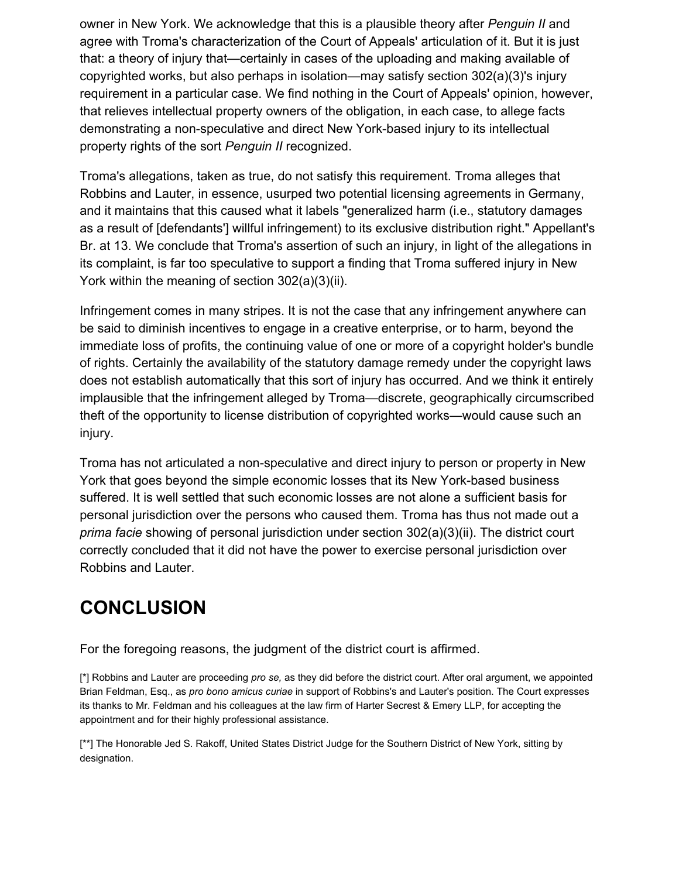owner in New York. We acknowledge that this is a plausible theory after *Penguin II* and agree with Troma's characterization of the Court of Appeals' articulation of it. But it is just that: a theory of injury that—certainly in cases of the uploading and making available of copyrighted works, but also perhaps in isolation—may satisfy section 302(a)(3)'s injury requirement in a particular case. We find nothing in the Court of Appeals' opinion, however, that relieves intellectual property owners of the obligation, in each case, to allege facts demonstrating a non-speculative and direct New York-based injury to its intellectual property rights of the sort *Penguin II* recognized.

Troma's allegations, taken as true, do not satisfy this requirement. Troma alleges that Robbins and Lauter, in essence, usurped two potential licensing agreements in Germany, and it maintains that this caused what it labels "generalized harm (i.e., statutory damages as a result of [defendants'] willful infringement) to its exclusive distribution right." Appellant's Br. at 13. We conclude that Troma's assertion of such an injury, in light of the allegations in its complaint, is far too speculative to support a finding that Troma suffered injury in New York within the meaning of section 302(a)(3)(ii).

Infringement comes in many stripes. It is not the case that any infringement anywhere can be said to diminish incentives to engage in a creative enterprise, or to harm, beyond the immediate loss of profits, the continuing value of one or more of a copyright holder's bundle of rights. Certainly the availability of the statutory damage remedy under the copyright laws does not establish automatically that this sort of injury has occurred. And we think it entirely implausible that the infringement alleged by Troma—discrete, geographically circumscribed theft of the opportunity to license distribution of copyrighted works—would cause such an injury.

Troma has not articulated a non-speculative and direct injury to person or property in New York that goes beyond the simple economic losses that its New York-based business suffered. It is well settled that such economic losses are not alone a sufficient basis for personal jurisdiction over the persons who caused them. Troma has thus not made out a *prima facie* showing of personal jurisdiction under section 302(a)(3)(ii). The district court correctly concluded that it did not have the power to exercise personal jurisdiction over Robbins and Lauter.

## CONCLUSION

For the foregoing reasons, the judgment of the district court is affirmed.

[*] Robbins and Lauter are proceeding *pro se,* as they did before the district court. After oral argument, we appointed Brian Feldman, Esq., as *pro bono amicus curiae* in support of Robbins's and Lauter's position. The Court expresses its thanks to Mr. Feldman and his colleagues at the law firm of Harter Secrest & Emery LLP, for accepting the appointment and for their highly professional assistance.

[**] The Honorable Jed S. Rakoff, United States District Judge for the Southern District of New York, sitting by designation.